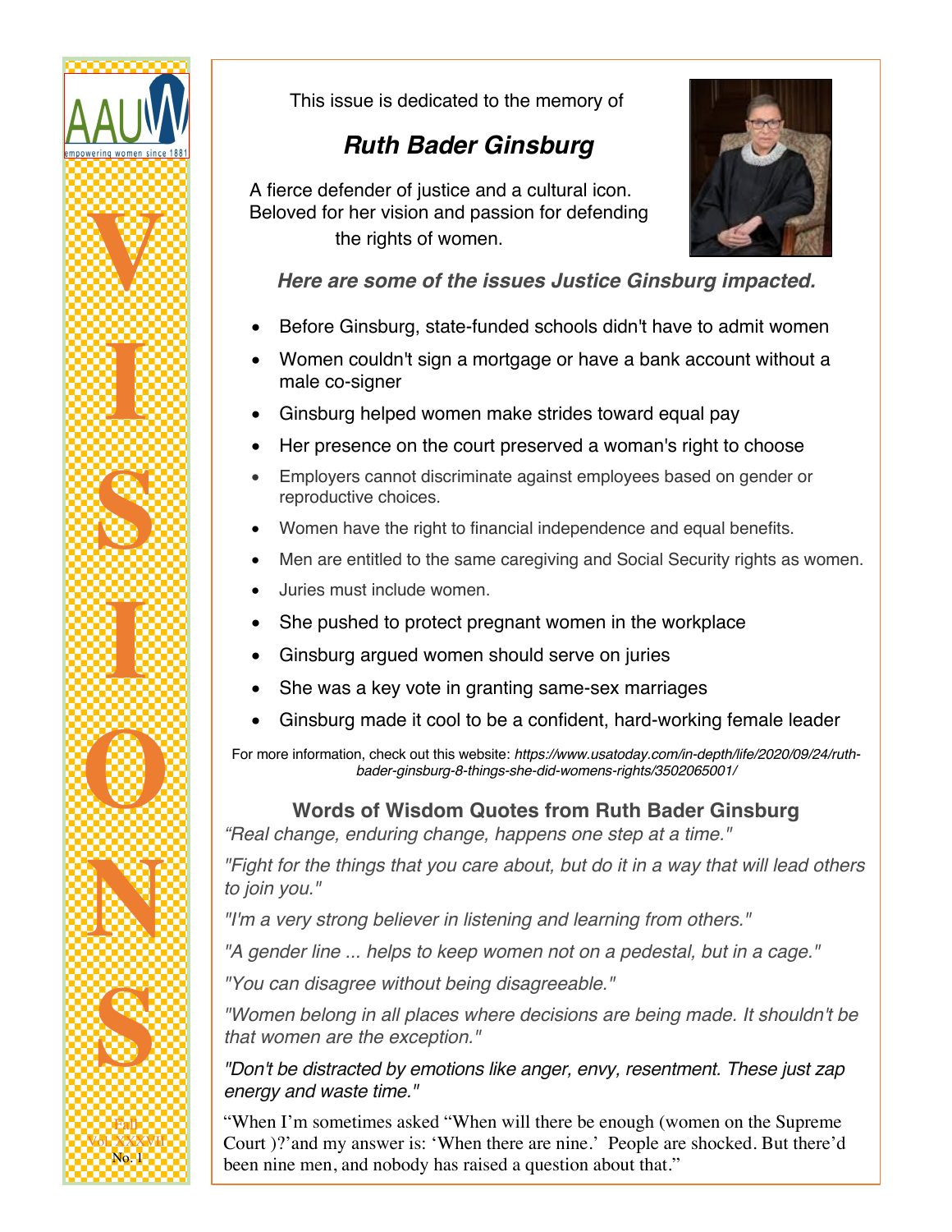AAUW
empowering women since 1881

# VISIONS

Fall
Vol. XXXVII
No. 1

This issue is dedicated to the memory of

## *Ruth Bader Ginsburg*

A fierce defender of justice and a cultural icon. Beloved for her vision and passion for defending the rights of women.

***Here are some of the issues Justice Ginsburg impacted.***

- Before Ginsburg, state-funded schools didn't have to admit women
- Women couldn't sign a mortgage or have a bank account without a male co-signer
- Ginsburg helped women make strides toward equal pay
- Her presence on the court preserved a woman's right to choose
- Employers cannot discriminate against employees based on gender or reproductive choices.
- Women have the right to financial independence and equal benefits.
- Men are entitled to the same caregiving and Social Security rights as women.
- Juries must include women.
- She pushed to protect pregnant women in the workplace
- Ginsburg argued women should serve on juries
- She was a key vote in granting same-sex marriages
- Ginsburg made it cool to be a confident, hard-working female leader

For more information, check out this website: *https://www.usatoday.com/in-depth/life/2020/09/24/ruth-bader-ginsburg-8-things-she-did-womens-rights/3502065001/*

### Words of Wisdom Quotes from Ruth Bader Ginsburg

*“Real change, enduring change, happens one step at a time."*

*"Fight for the things that you care about, but do it in a way that will lead others to join you."*

*"I'm a very strong believer in listening and learning from others."*

*"A gender line ... helps to keep women not on a pedestal, but in a cage."*

*"You can disagree without being disagreeable."*

*"Women belong in all places where decisions are being made. It shouldn't be that women are the exception."*

*"Don't be distracted by emotions like anger, envy, resentment. These just zap energy and waste time."*

“When I’m sometimes asked “When will there be enough (women on the Supreme Court )?’and my answer is: ‘When there are nine.’ People are shocked. But there’d been nine men, and nobody has raised a question about that.”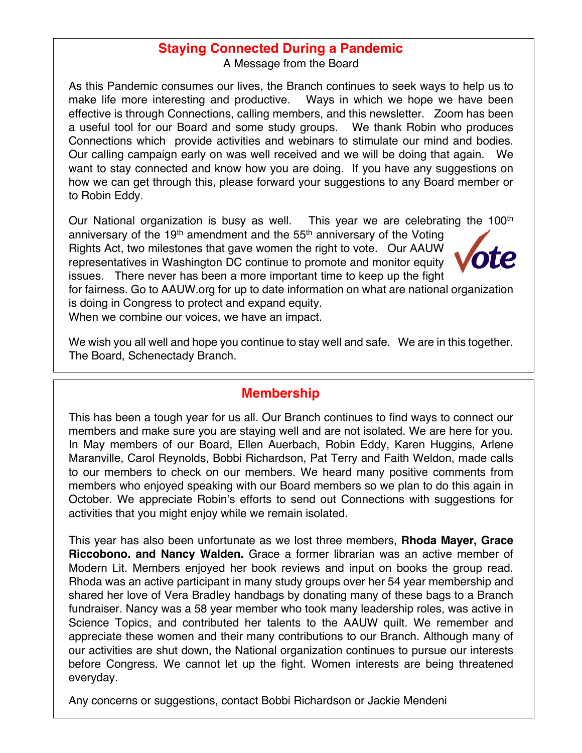## Staying Connected During a Pandemic

A Message from the Board

As this Pandemic consumes our lives, the Branch continues to seek ways to help us to make life more interesting and productive. Ways in which we hope we have been effective is through Connections, calling members, and this newsletter. Zoom has been a useful tool for our Board and some study groups. We thank Robin who produces Connections which provide activities and webinars to stimulate our mind and bodies. Our calling campaign early on was well received and we will be doing that again. We want to stay connected and know how you are doing. If you have any suggestions on how we can get through this, please forward your suggestions to any Board member or to Robin Eddy.

Our National organization is busy as well. This year we are celebrating the 100th anniversary of the 19th amendment and the 55th anniversary of the Voting Rights Act, two milestones that gave women the right to vote. Our AAUW representatives in Washington DC continue to promote and monitor equity issues. There never has been a more important time to keep up the fight for fairness. Go to AAUW.org for up to date information on what are national organization is doing in Congress to protect and expand equity.
When we combine our voices, we have an impact.

We wish you all well and hope you continue to stay well and safe. We are in this together.
The Board, Schenectady Branch.

## Membership

This has been a tough year for us all. Our Branch continues to find ways to connect our members and make sure you are staying well and are not isolated. We are here for you. In May members of our Board, Ellen Auerbach, Robin Eddy, Karen Huggins, Arlene Maranville, Carol Reynolds, Bobbi Richardson, Pat Terry and Faith Weldon, made calls to our members to check on our members. We heard many positive comments from members who enjoyed speaking with our Board members so we plan to do this again in October. We appreciate Robin's efforts to send out Connections with suggestions for activities that you might enjoy while we remain isolated.

This year has also been unfortunate as we lost three members, **Rhoda Mayer, Grace Riccobono. and Nancy Walden.** Grace a former librarian was an active member of Modern Lit. Members enjoyed her book reviews and input on books the group read. Rhoda was an active participant in many study groups over her 54 year membership and shared her love of Vera Bradley handbags by donating many of these bags to a Branch fundraiser. Nancy was a 58 year member who took many leadership roles, was active in Science Topics, and contributed her talents to the AAUW quilt. We remember and appreciate these women and their many contributions to our Branch. Although many of our activities are shut down, the National organization continues to pursue our interests before Congress. We cannot let up the fight. Women interests are being threatened everyday.

Any concerns or suggestions, contact Bobbi Richardson or Jackie Mendeni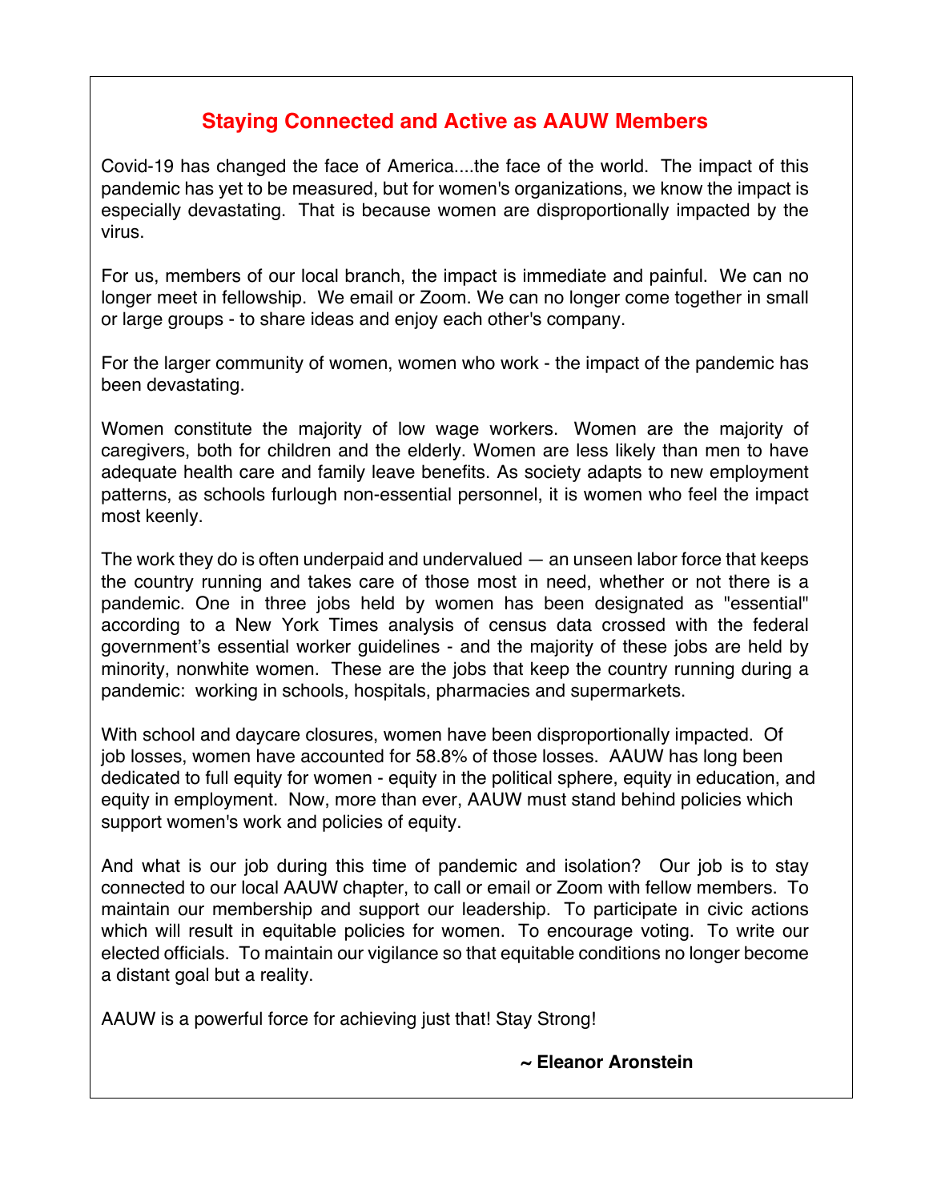## Staying Connected and Active as AAUW Members

Covid-19 has changed the face of America....the face of the world. The impact of this pandemic has yet to be measured, but for women's organizations, we know the impact is especially devastating. That is because women are disproportionally impacted by the virus.

For us, members of our local branch, the impact is immediate and painful. We can no longer meet in fellowship. We email or Zoom. We can no longer come together in small or large groups - to share ideas and enjoy each other's company.

For the larger community of women, women who work - the impact of the pandemic has been devastating.

Women constitute the majority of low wage workers. Women are the majority of caregivers, both for children and the elderly. Women are less likely than men to have adequate health care and family leave benefits. As society adapts to new employment patterns, as schools furlough non-essential personnel, it is women who feel the impact most keenly.

The work they do is often underpaid and undervalued — an unseen labor force that keeps the country running and takes care of those most in need, whether or not there is a pandemic. One in three jobs held by women has been designated as "essential" according to a New York Times analysis of census data crossed with the federal government's essential worker guidelines - and the majority of these jobs are held by minority, nonwhite women. These are the jobs that keep the country running during a pandemic: working in schools, hospitals, pharmacies and supermarkets.

With school and daycare closures, women have been disproportionally impacted. Of job losses, women have accounted for 58.8% of those losses. AAUW has long been dedicated to full equity for women - equity in the political sphere, equity in education, and equity in employment. Now, more than ever, AAUW must stand behind policies which support women's work and policies of equity.

And what is our job during this time of pandemic and isolation? Our job is to stay connected to our local AAUW chapter, to call or email or Zoom with fellow members. To maintain our membership and support our leadership. To participate in civic actions which will result in equitable policies for women. To encourage voting. To write our elected officials. To maintain our vigilance so that equitable conditions no longer become a distant goal but a reality.

AAUW is a powerful force for achieving just that! Stay Strong!

**~ Eleanor Aronstein**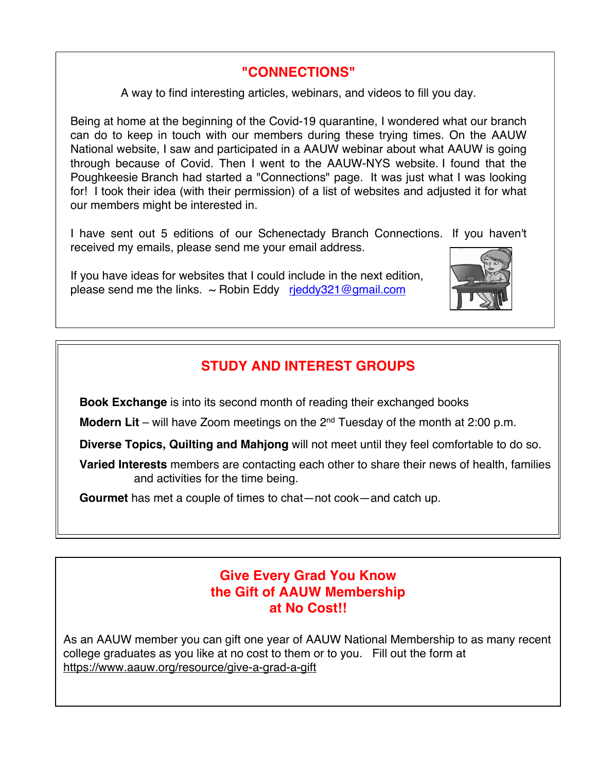## "CONNECTIONS"

A way to find interesting articles, webinars, and videos to fill you day.

Being at home at the beginning of the Covid-19 quarantine, I wondered what our branch can do to keep in touch with our members during these trying times. On the AAUW National website, I saw and participated in a AAUW webinar about what AAUW is going through because of Covid. Then I went to the AAUW-NYS website. I found that the Poughkeesie Branch had started a "Connections" page. It was just what I was looking for! I took their idea (with their permission) of a list of websites and adjusted it for what our members might be interested in.

I have sent out 5 editions of our Schenectady Branch Connections. If you haven't received my emails, please send me your email address.

If you have ideas for websites that I could include in the next edition, please send me the links. ~ Robin Eddy rjeddy321@gmail.com

## STUDY AND INTEREST GROUPS

**Book Exchange** is into its second month of reading their exchanged books

**Modern Lit** – will have Zoom meetings on the 2nd Tuesday of the month at 2:00 p.m.

**Diverse Topics, Quilting and Mahjong** will not meet until they feel comfortable to do so.

**Varied Interests** members are contacting each other to share their news of health, families and activities for the time being.

**Gourmet** has met a couple of times to chat—not cook—and catch up.

## Give Every Grad You Know the Gift of AAUW Membership at No Cost!!

As an AAUW member you can gift one year of AAUW National Membership to as many recent college graduates as you like at no cost to them or to you. Fill out the form at https://www.aauw.org/resource/give-a-grad-a-gift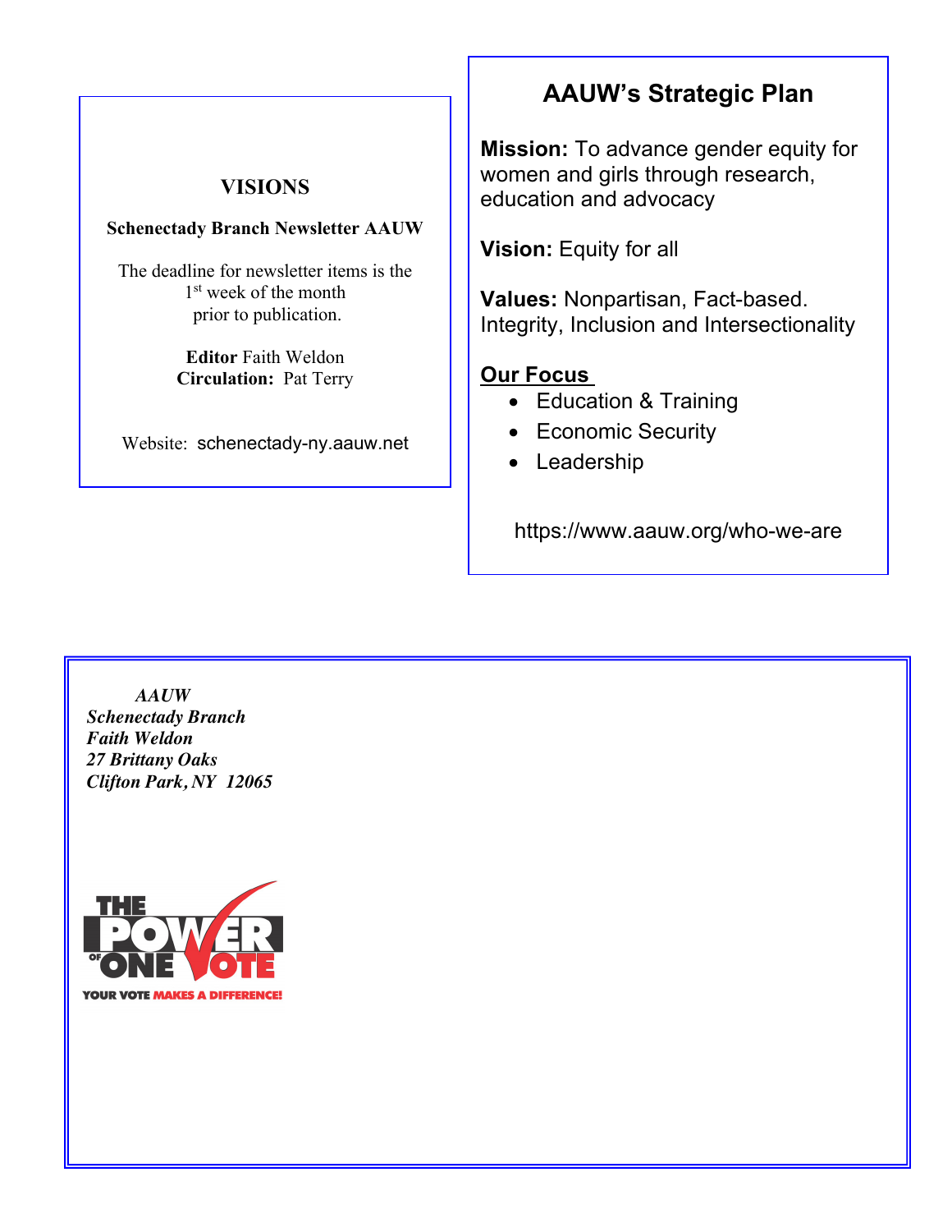## VISIONS

**Schenectady Branch Newsletter AAUW**

The deadline for newsletter items is the 1st week of the month prior to publication.

**Editor** Faith Weldon
**Circulation:** Pat Terry

Website: schenectady-ny.aauw.net

## AAUW's Strategic Plan

**Mission:** To advance gender equity for women and girls through research, education and advocacy

**Vision:** Equity for all

**Values:** Nonpartisan, Fact-based. Integrity, Inclusion and Intersectionality

**Our Focus**

- Education & Training
- Economic Security
- Leadership

https://www.aauw.org/who-we-are

***AAUW***
***Schenectady Branch***
***Faith Weldon***
***27 Brittany Oaks***
***Clifton Park, NY 12065***

THE POWER OF ONE VOTE
YOUR VOTE MAKES A DIFFERENCE!